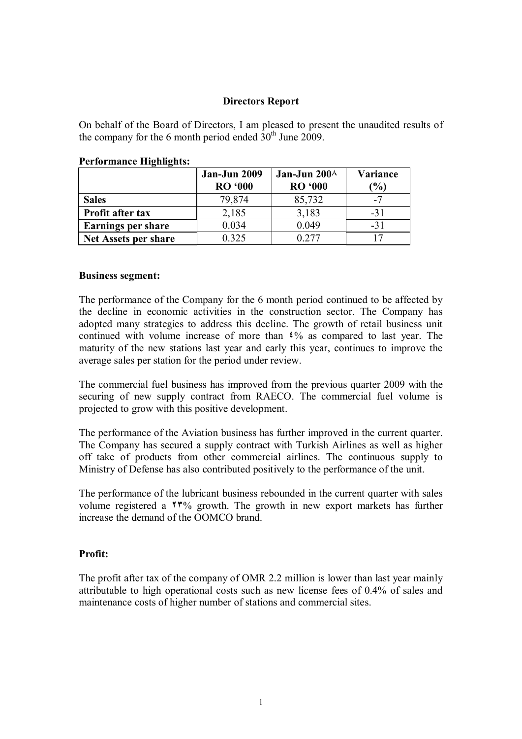**Directors Report**

On behalf of the Board of Directors, I am pleased to present the unaudited results of the company for the 6 month period ended 30th June 2009.

**Performance Highlights:**

| | Jan-Jun 2009 RO '000 | Jan-Jun 200٨ RO '000 | Variance (%) |
|---|---|---|---|
| **Sales** | 79,874 | 85,732 | -7 |
| **Profit after tax** | 2,185 | 3,183 | -31 |
| **Earnings per share** | 0.034 | 0.049 | -31 |
| **Net Assets per share** | 0.325 | 0.277 | 17 |

**Business segment:**

The performance of the Company for the 6 month period continued to be affected by the decline in economic activities in the construction sector. The Company has adopted many strategies to address this decline. The growth of retail business unit continued with volume increase of more than ٤% as compared to last year. The maturity of the new stations last year and early this year, continues to improve the average sales per station for the period under review.

The commercial fuel business has improved from the previous quarter 2009 with the securing of new supply contract from RAECO. The commercial fuel volume is projected to grow with this positive development.

The performance of the Aviation business has further improved in the current quarter. The Company has secured a supply contract with Turkish Airlines as well as higher off take of products from other commercial airlines. The continuous supply to Ministry of Defense has also contributed positively to the performance of the unit.

The performance of the lubricant business rebounded in the current quarter with sales volume registered a ٢٣% growth. The growth in new export markets has further increase the demand of the OOMCO brand.

**Profit:**

The profit after tax of the company of OMR 2.2 million is lower than last year mainly attributable to high operational costs such as new license fees of 0.4% of sales and maintenance costs of higher number of stations and commercial sites.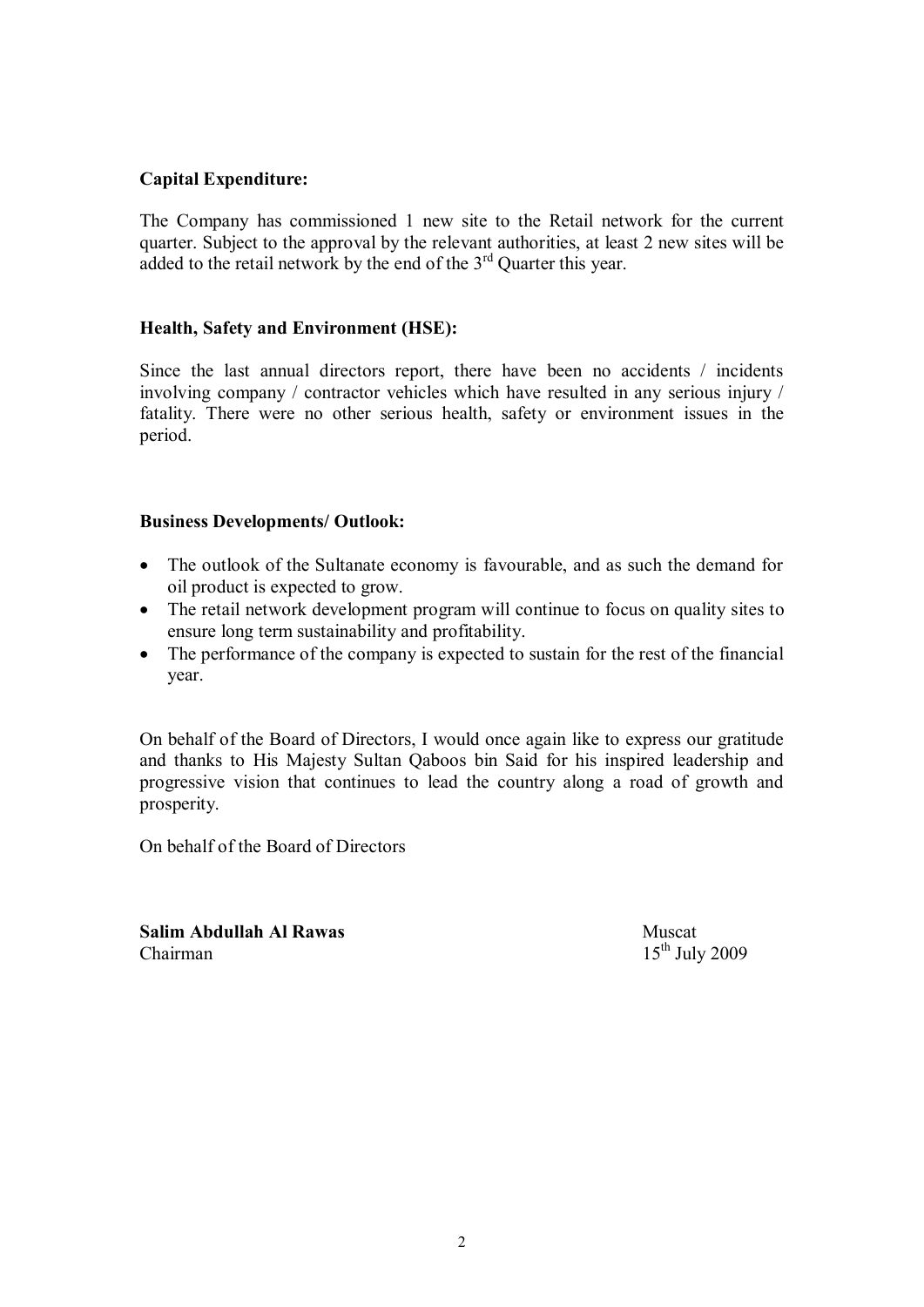**Capital Expenditure:**

The Company has commissioned 1 new site to the Retail network for the current quarter. Subject to the approval by the relevant authorities, at least 2 new sites will be added to the retail network by the end of the 3rd Quarter this year.

**Health, Safety and Environment (HSE):**

Since the last annual directors report, there have been no accidents / incidents involving company / contractor vehicles which have resulted in any serious injury / fatality. There were no other serious health, safety or environment issues in the period.

**Business Developments/ Outlook:**

- The outlook of the Sultanate economy is favourable, and as such the demand for oil product is expected to grow.
- The retail network development program will continue to focus on quality sites to ensure long term sustainability and profitability.
- The performance of the company is expected to sustain for the rest of the financial year.

On behalf of the Board of Directors, I would once again like to express our gratitude and thanks to His Majesty Sultan Qaboos bin Said for his inspired leadership and progressive vision that continues to lead the country along a road of growth and prosperity.

On behalf of the Board of Directors

**Salim Abdullah Al Rawas**
Chairman

Muscat
15th July 2009